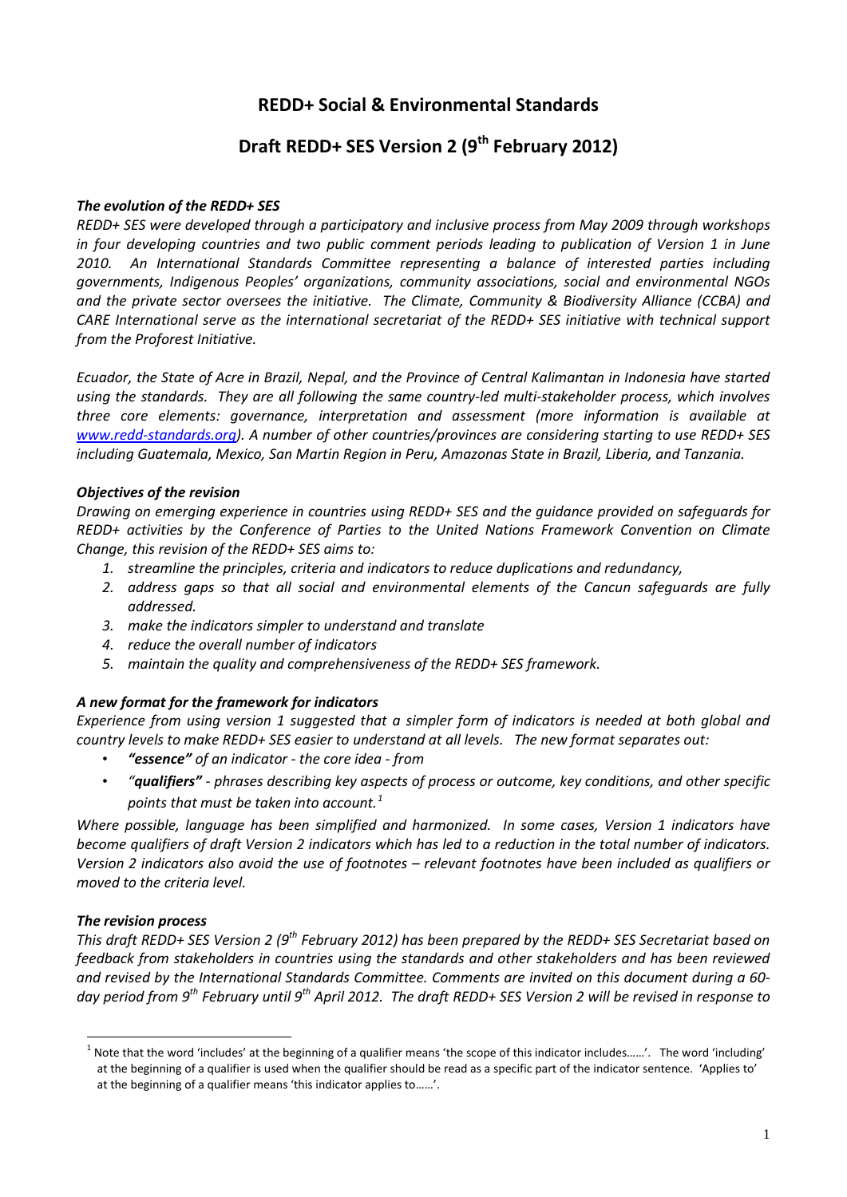# REDD+ Social & Environmental Standards

## Draft REDD+ SES Version 2 (9th February 2012)

***The evolution of the REDD+ SES***

*REDD+ SES were developed through a participatory and inclusive process from May 2009 through workshops in four developing countries and two public comment periods leading to publication of Version 1 in June 2010. An International Standards Committee representing a balance of interested parties including governments, Indigenous Peoples' organizations, community associations, social and environmental NGOs and the private sector oversees the initiative. The Climate, Community & Biodiversity Alliance (CCBA) and CARE International serve as the international secretariat of the REDD+ SES initiative with technical support from the Proforest Initiative.*

*Ecuador, the State of Acre in Brazil, Nepal, and the Province of Central Kalimantan in Indonesia have started using the standards. They are all following the same country-led multi-stakeholder process, which involves three core elements: governance, interpretation and assessment (more information is available at [www.redd-standards.org](http://www.redd-standards.org)). A number of other countries/provinces are considering starting to use REDD+ SES including Guatemala, Mexico, San Martin Region in Peru, Amazonas State in Brazil, Liberia, and Tanzania.*

***Objectives of the revision***

*Drawing on emerging experience in countries using REDD+ SES and the guidance provided on safeguards for REDD+ activities by the Conference of Parties to the United Nations Framework Convention on Climate Change, this revision of the REDD+ SES aims to:*

1. *streamline the principles, criteria and indicators to reduce duplications and redundancy,*
2. *address gaps so that all social and environmental elements of the Cancun safeguards are fully addressed.*
3. *make the indicators simpler to understand and translate*
4. *reduce the overall number of indicators*
5. *maintain the quality and comprehensiveness of the REDD+ SES framework.*

***A new format for the framework for indicators***

*Experience from using version 1 suggested that a simpler form of indicators is needed at both global and country levels to make REDD+ SES easier to understand at all levels. The new format separates out:*

- ***"essence"*** *of an indicator - the core idea - from*
- *"**qualifiers**" - phrases describing key aspects of process or outcome, key conditions, and other specific points that must be taken into account.*[1]

*Where possible, language has been simplified and harmonized. In some cases, Version 1 indicators have become qualifiers of draft Version 2 indicators which has led to a reduction in the total number of indicators. Version 2 indicators also avoid the use of footnotes – relevant footnotes have been included as qualifiers or moved to the criteria level.*

***The revision process***

*This draft REDD+ SES Version 2 (9th February 2012) has been prepared by the REDD+ SES Secretariat based on feedback from stakeholders in countries using the standards and other stakeholders and has been reviewed and revised by the International Standards Committee. Comments are invited on this document during a 60-day period from 9th February until 9th April 2012. The draft REDD+ SES Version 2 will be revised in response to*

---

[1] Note that the word 'includes' at the beginning of a qualifier means 'the scope of this indicator includes……'. The word 'including' at the beginning of a qualifier is used when the qualifier should be read as a specific part of the indicator sentence. 'Applies to' at the beginning of a qualifier means 'this indicator applies to……'.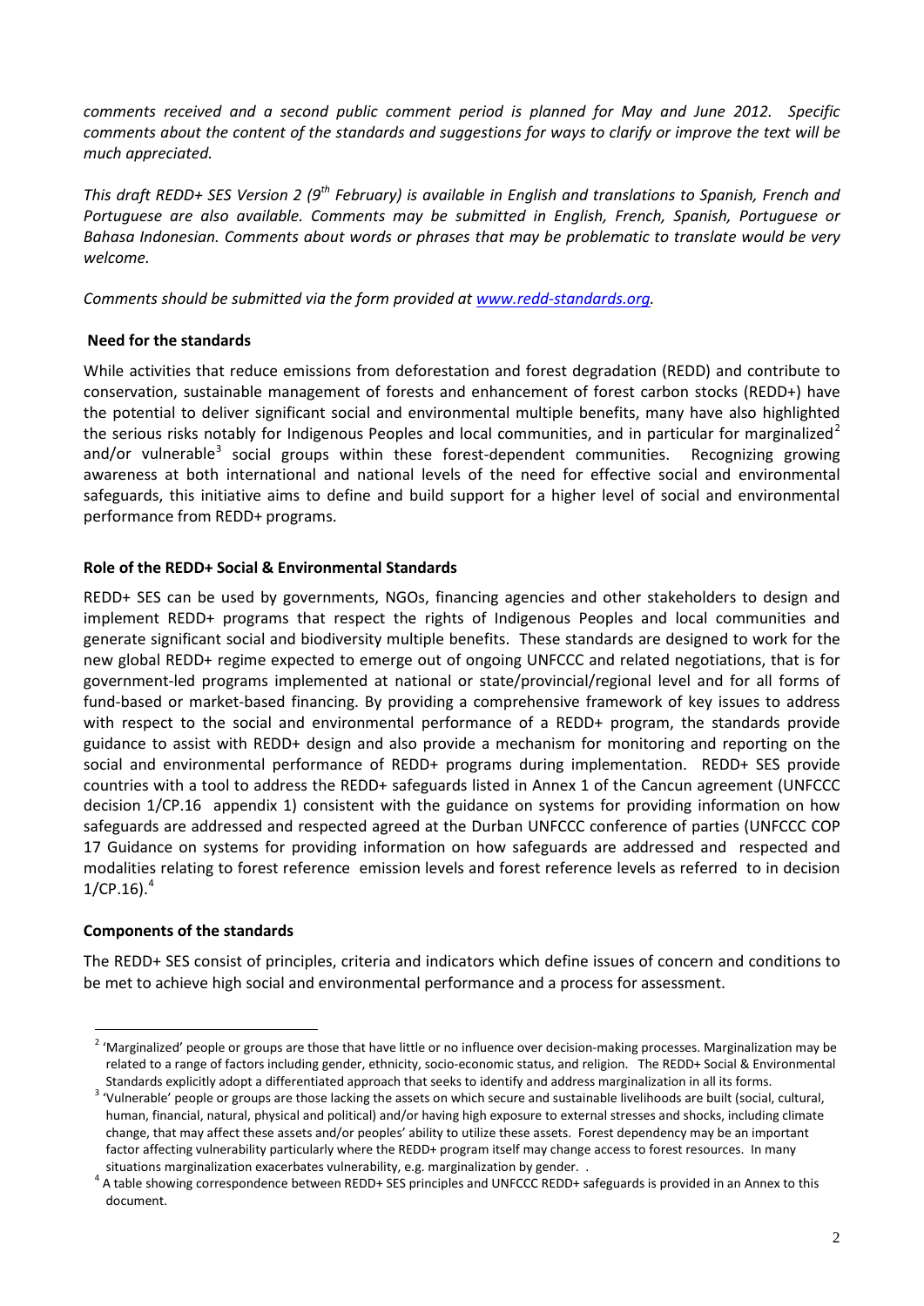*comments received and a second public comment period is planned for May and June 2012. Specific comments about the content of the standards and suggestions for ways to clarify or improve the text will be much appreciated.*

*This draft REDD+ SES Version 2 (9th February) is available in English and translations to Spanish, French and Portuguese are also available. Comments may be submitted in English, French, Spanish, Portuguese or Bahasa Indonesian. Comments about words or phrases that may be problematic to translate would be very welcome.*

*Comments should be submitted via the form provided at www.redd-standards.org.*

**Need for the standards**

While activities that reduce emissions from deforestation and forest degradation (REDD) and contribute to conservation, sustainable management of forests and enhancement of forest carbon stocks (REDD+) have the potential to deliver significant social and environmental multiple benefits, many have also highlighted the serious risks notably for Indigenous Peoples and local communities, and in particular for marginalized[2] and/or vulnerable[3] social groups within these forest-dependent communities. Recognizing growing awareness at both international and national levels of the need for effective social and environmental safeguards, this initiative aims to define and build support for a higher level of social and environmental performance from REDD+ programs.

**Role of the REDD+ Social & Environmental Standards**

REDD+ SES can be used by governments, NGOs, financing agencies and other stakeholders to design and implement REDD+ programs that respect the rights of Indigenous Peoples and local communities and generate significant social and biodiversity multiple benefits. These standards are designed to work for the new global REDD+ regime expected to emerge out of ongoing UNFCCC and related negotiations, that is for government-led programs implemented at national or state/provincial/regional level and for all forms of fund-based or market-based financing. By providing a comprehensive framework of key issues to address with respect to the social and environmental performance of a REDD+ program, the standards provide guidance to assist with REDD+ design and also provide a mechanism for monitoring and reporting on the social and environmental performance of REDD+ programs during implementation. REDD+ SES provide countries with a tool to address the REDD+ safeguards listed in Annex 1 of the Cancun agreement (UNFCCC decision 1/CP.16 appendix 1) consistent with the guidance on systems for providing information on how safeguards are addressed and respected agreed at the Durban UNFCCC conference of parties (UNFCCC COP 17 Guidance on systems for providing information on how safeguards are addressed and respected and modalities relating to forest reference emission levels and forest reference levels as referred to in decision 1/CP.16).[4]

**Components of the standards**

The REDD+ SES consist of principles, criteria and indicators which define issues of concern and conditions to be met to achieve high social and environmental performance and a process for assessment.

---

[2] 'Marginalized' people or groups are those that have little or no influence over decision-making processes. Marginalization may be related to a range of factors including gender, ethnicity, socio-economic status, and religion. The REDD+ Social & Environmental Standards explicitly adopt a differentiated approach that seeks to identify and address marginalization in all its forms.

[3] 'Vulnerable' people or groups are those lacking the assets on which secure and sustainable livelihoods are built (social, cultural, human, financial, natural, physical and political) and/or having high exposure to external stresses and shocks, including climate change, that may affect these assets and/or peoples' ability to utilize these assets. Forest dependency may be an important factor affecting vulnerability particularly where the REDD+ program itself may change access to forest resources. In many situations marginalization exacerbates vulnerability, e.g. marginalization by gender. .

[4] A table showing correspondence between REDD+ SES principles and UNFCCC REDD+ safeguards is provided in an Annex to this document.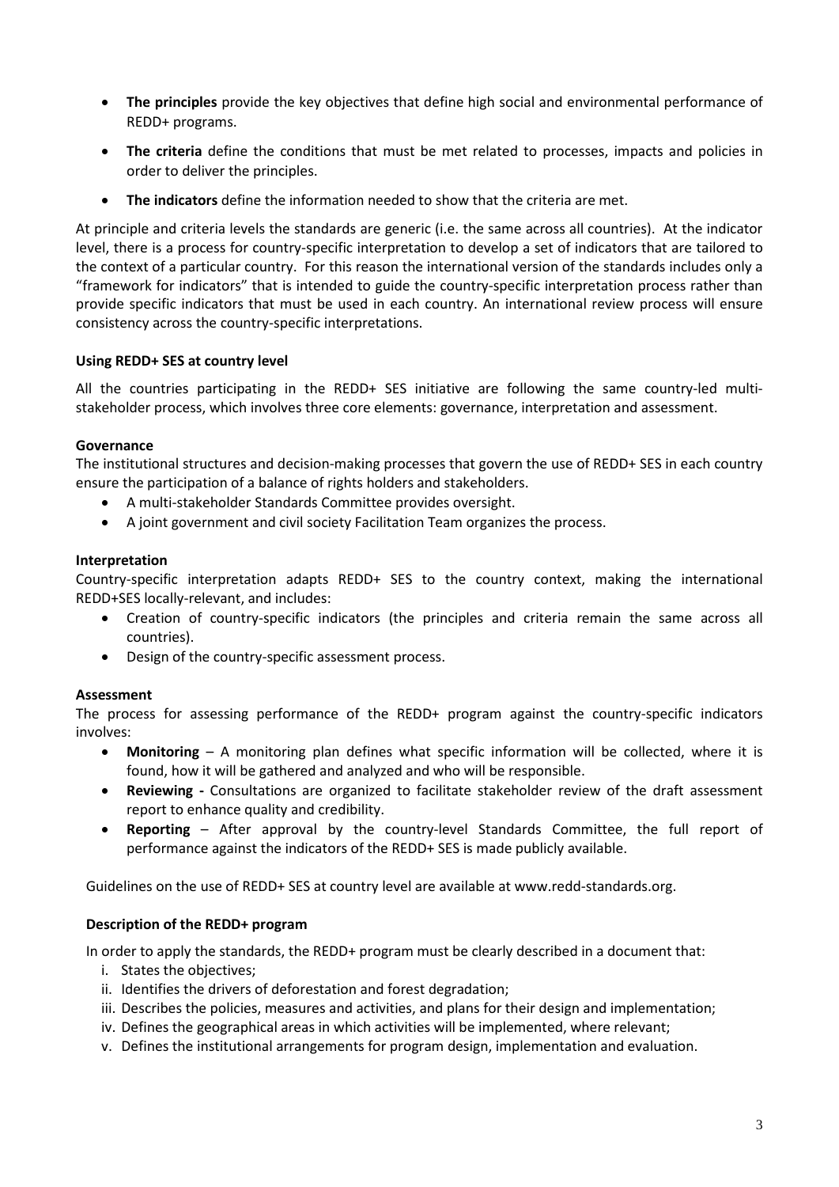- **The principles** provide the key objectives that define high social and environmental performance of REDD+ programs.
- **The criteria** define the conditions that must be met related to processes, impacts and policies in order to deliver the principles.
- **The indicators** define the information needed to show that the criteria are met.

At principle and criteria levels the standards are generic (i.e. the same across all countries). At the indicator level, there is a process for country-specific interpretation to develop a set of indicators that are tailored to the context of a particular country. For this reason the international version of the standards includes only a "framework for indicators" that is intended to guide the country-specific interpretation process rather than provide specific indicators that must be used in each country. An international review process will ensure consistency across the country-specific interpretations.

**Using REDD+ SES at country level**

All the countries participating in the REDD+ SES initiative are following the same country-led multi-stakeholder process, which involves three core elements: governance, interpretation and assessment.

**Governance**

The institutional structures and decision-making processes that govern the use of REDD+ SES in each country ensure the participation of a balance of rights holders and stakeholders.

- A multi-stakeholder Standards Committee provides oversight.
- A joint government and civil society Facilitation Team organizes the process.

**Interpretation**

Country-specific interpretation adapts REDD+ SES to the country context, making the international REDD+SES locally-relevant, and includes:

- Creation of country-specific indicators (the principles and criteria remain the same across all countries).
- Design of the country-specific assessment process.

**Assessment**

The process for assessing performance of the REDD+ program against the country-specific indicators involves:

- **Monitoring** – A monitoring plan defines what specific information will be collected, where it is found, how it will be gathered and analyzed and who will be responsible.
- **Reviewing -** Consultations are organized to facilitate stakeholder review of the draft assessment report to enhance quality and credibility.
- **Reporting** – After approval by the country-level Standards Committee, the full report of performance against the indicators of the REDD+ SES is made publicly available.

Guidelines on the use of REDD+ SES at country level are available at www.redd-standards.org.

**Description of the REDD+ program**

In order to apply the standards, the REDD+ program must be clearly described in a document that:

i. States the objectives;
ii. Identifies the drivers of deforestation and forest degradation;
iii. Describes the policies, measures and activities, and plans for their design and implementation;
iv. Defines the geographical areas in which activities will be implemented, where relevant;
v. Defines the institutional arrangements for program design, implementation and evaluation.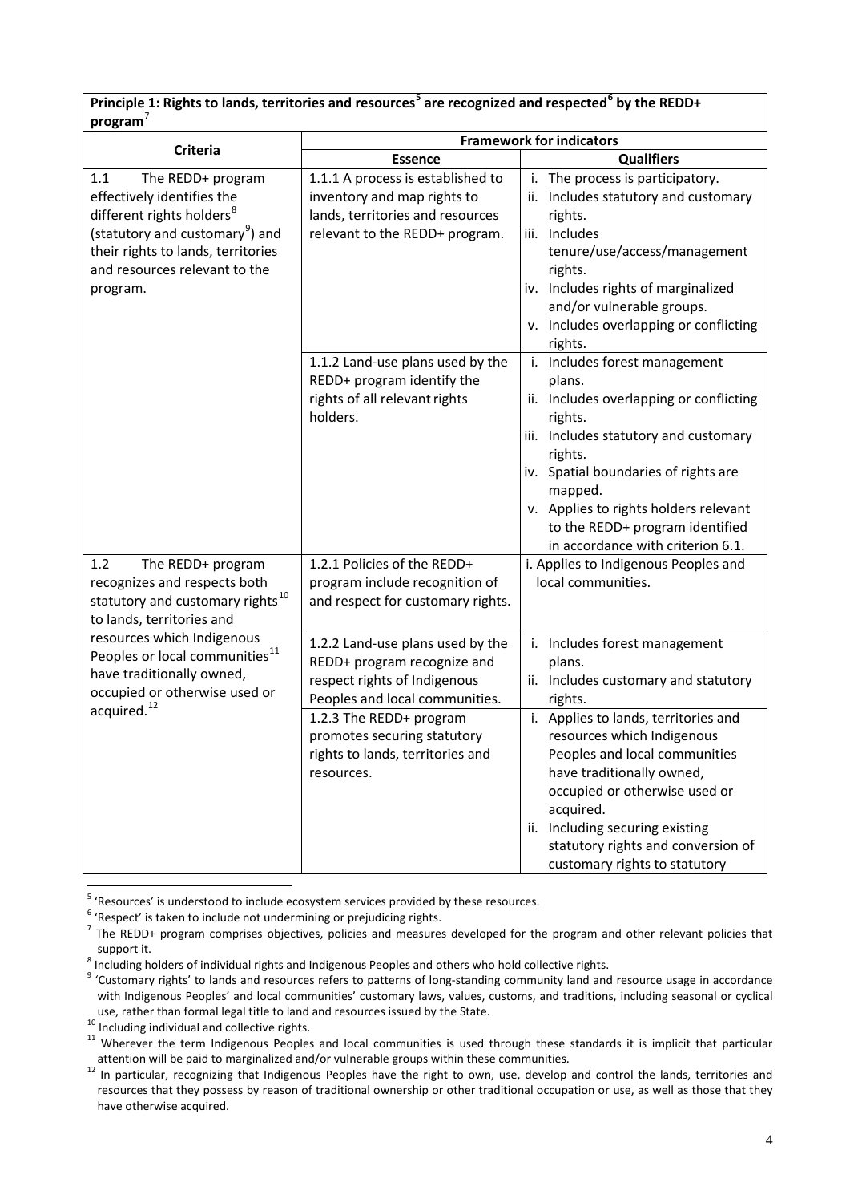**Principle 1: Rights to lands, territories and resources[5] are recognized and respected[6] by the REDD+ program[7]**

| Criteria | Framework for indicators | |
|---|---|---|
| | **Essence** | **Qualifiers** |
| 1.1 The REDD+ program effectively identifies the different rights holders[8] (statutory and customary[9]) and their rights to lands, territories and resources relevant to the program. | 1.1.1 A process is established to inventory and map rights to lands, territories and resources relevant to the REDD+ program. | i. The process is participatory.<br>ii. Includes statutory and customary rights.<br>iii. Includes tenure/use/access/management rights.<br>iv. Includes rights of marginalized and/or vulnerable groups.<br>v. Includes overlapping or conflicting rights. |
| | 1.1.2 Land-use plans used by the REDD+ program identify the rights of all relevant rights holders. | i. Includes forest management plans.<br>ii. Includes overlapping or conflicting rights.<br>iii. Includes statutory and customary rights.<br>iv. Spatial boundaries of rights are mapped.<br>v. Applies to rights holders relevant to the REDD+ program identified in accordance with criterion 6.1. |
| 1.2 The REDD+ program recognizes and respects both statutory and customary rights[10] to lands, territories and resources which Indigenous Peoples or local communities[11] have traditionally owned, occupied or otherwise used or acquired.[12] | 1.2.1 Policies of the REDD+ program include recognition of and respect for customary rights. | i. Applies to Indigenous Peoples and local communities. |
| | 1.2.2 Land-use plans used by the REDD+ program recognize and respect rights of Indigenous Peoples and local communities. | i. Includes forest management plans.<br>ii. Includes customary and statutory rights. |
| | 1.2.3 The REDD+ program promotes securing statutory rights to lands, territories and resources. | i. Applies to lands, territories and resources which Indigenous Peoples and local communities have traditionally owned, occupied or otherwise used or acquired.<br>ii. Including securing existing statutory rights and conversion of customary rights to statutory |

[5] 'Resources' is understood to include ecosystem services provided by these resources.

[6] 'Respect' is taken to include not undermining or prejudicing rights.

[7] The REDD+ program comprises objectives, policies and measures developed for the program and other relevant policies that support it.

[8] Including holders of individual rights and Indigenous Peoples and others who hold collective rights.

[9] 'Customary rights' to lands and resources refers to patterns of long-standing community land and resource usage in accordance with Indigenous Peoples' and local communities' customary laws, values, customs, and traditions, including seasonal or cyclical use, rather than formal legal title to land and resources issued by the State.

[10] Including individual and collective rights.

[11] Wherever the term Indigenous Peoples and local communities is used through these standards it is implicit that particular attention will be paid to marginalized and/or vulnerable groups within these communities.

[12] In particular, recognizing that Indigenous Peoples have the right to own, use, develop and control the lands, territories and resources that they possess by reason of traditional ownership or other traditional occupation or use, as well as those that they have otherwise acquired.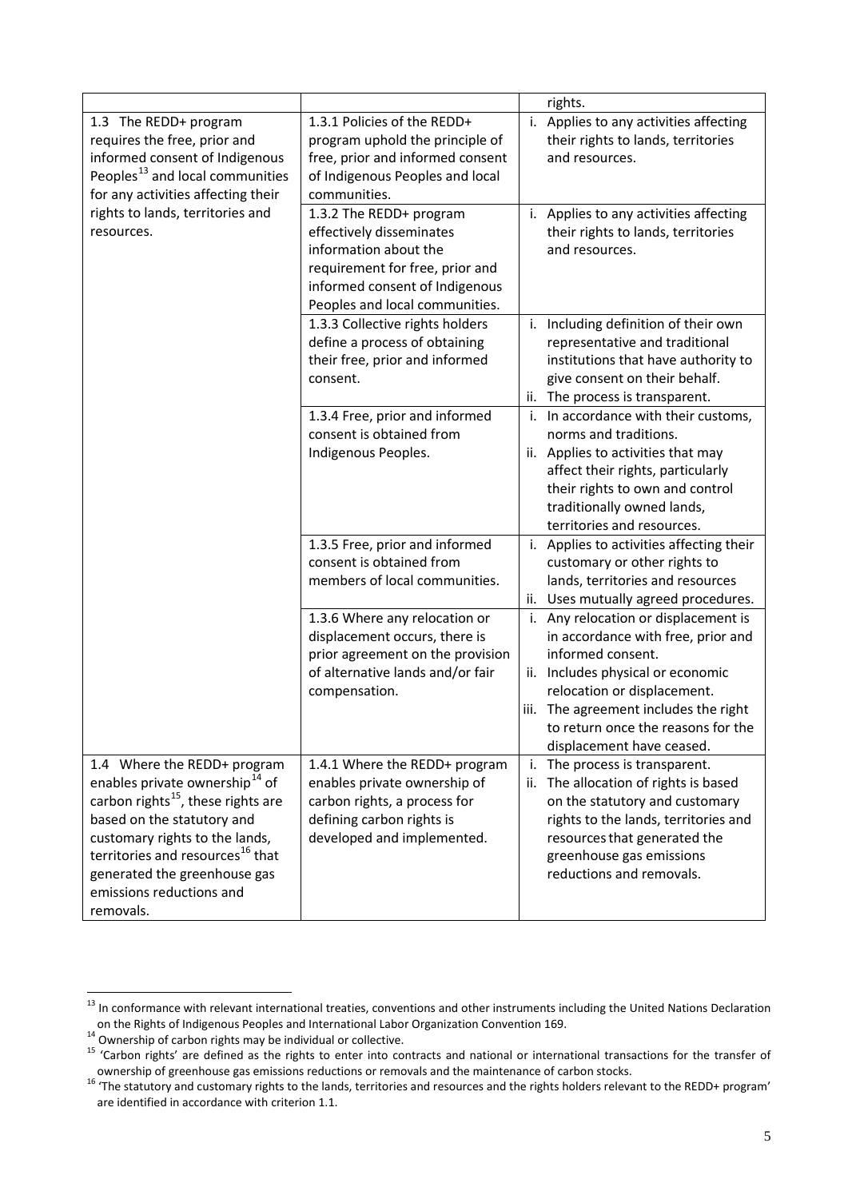| | | |
|---|---|---|
| | | rights. |
| 1.3 The REDD+ program requires the free, prior and informed consent of Indigenous Peoples[13] and local communities for any activities affecting their rights to lands, territories and resources. | 1.3.1 Policies of the REDD+ program uphold the principle of free, prior and informed consent of Indigenous Peoples and local communities. | i. Applies to any activities affecting their rights to lands, territories and resources. |
| | 1.3.2 The REDD+ program effectively disseminates information about the requirement for free, prior and informed consent of Indigenous Peoples and local communities. | i. Applies to any activities affecting their rights to lands, territories and resources. |
| | 1.3.3 Collective rights holders define a process of obtaining their free, prior and informed consent. | i. Including definition of their own representative and traditional institutions that have authority to give consent on their behalf.<br>ii. The process is transparent. |
| | 1.3.4 Free, prior and informed consent is obtained from Indigenous Peoples. | i. In accordance with their customs, norms and traditions.<br>ii. Applies to activities that may affect their rights, particularly their rights to own and control traditionally owned lands, territories and resources. |
| | 1.3.5 Free, prior and informed consent is obtained from members of local communities. | i. Applies to activities affecting their customary or other rights to lands, territories and resources<br>ii. Uses mutually agreed procedures. |
| | 1.3.6 Where any relocation or displacement occurs, there is prior agreement on the provision of alternative lands and/or fair compensation. | i. Any relocation or displacement is in accordance with free, prior and informed consent.<br>ii. Includes physical or economic relocation or displacement.<br>iii. The agreement includes the right to return once the reasons for the displacement have ceased. |
| 1.4 Where the REDD+ program enables private ownership[14] of carbon rights[15], these rights are based on the statutory and customary rights to the lands, territories and resources[16] that generated the greenhouse gas emissions reductions and removals. | 1.4.1 Where the REDD+ program enables private ownership of carbon rights, a process for defining carbon rights is developed and implemented. | i. The process is transparent.<br>ii. The allocation of rights is based on the statutory and customary rights to the lands, territories and resources that generated the greenhouse gas emissions reductions and removals. |

[13] In conformance with relevant international treaties, conventions and other instruments including the United Nations Declaration on the Rights of Indigenous Peoples and International Labor Organization Convention 169.

[14] Ownership of carbon rights may be individual or collective.

[15] 'Carbon rights' are defined as the rights to enter into contracts and national or international transactions for the transfer of ownership of greenhouse gas emissions reductions or removals and the maintenance of carbon stocks.

[16] 'The statutory and customary rights to the lands, territories and resources and the rights holders relevant to the REDD+ program' are identified in accordance with criterion 1.1.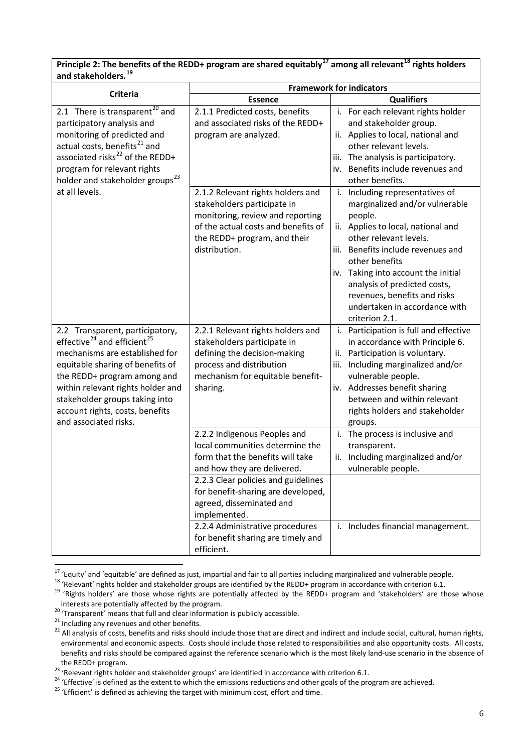**Principle 2: The benefits of the REDD+ program are shared equitably[17] among all relevant[18] rights holders and stakeholders.[19]**

| Criteria | Framework for indicators | |
|---|---|---|
| | **Essence** | **Qualifiers** |
| 2.1 There is transparent[20] and participatory analysis and monitoring of predicted and actual costs, benefits[21] and associated risks[22] of the REDD+ program for relevant rights holder and stakeholder groups[23] at all levels. | 2.1.1 Predicted costs, benefits and associated risks of the REDD+ program are analyzed. | i. For each relevant rights holder and stakeholder group.<br>ii. Applies to local, national and other relevant levels.<br>iii. The analysis is participatory.<br>iv. Benefits include revenues and other benefits. |
| | 2.1.2 Relevant rights holders and stakeholders participate in monitoring, review and reporting of the actual costs and benefits of the REDD+ program, and their distribution. | i. Including representatives of marginalized and/or vulnerable people.<br>ii. Applies to local, national and other relevant levels.<br>iii. Benefits include revenues and other benefits<br>iv. Taking into account the initial analysis of predicted costs, revenues, benefits and risks undertaken in accordance with criterion 2.1. |
| 2.2 Transparent, participatory, effective[24] and efficient[25] mechanisms are established for equitable sharing of benefits of the REDD+ program among and within relevant rights holder and stakeholder groups taking into account rights, costs, benefits and associated risks. | 2.2.1 Relevant rights holders and stakeholders participate in defining the decision-making process and distribution mechanism for equitable benefit-sharing. | i. Participation is full and effective in accordance with Principle 6.<br>ii. Participation is voluntary.<br>iii. Including marginalized and/or vulnerable people.<br>iv. Addresses benefit sharing between and within relevant rights holders and stakeholder groups. |
| | 2.2.2 Indigenous Peoples and local communities determine the form that the benefits will take and how they are delivered. | i. The process is inclusive and transparent.<br>ii. Including marginalized and/or vulnerable people. |
| | 2.2.3 Clear policies and guidelines for benefit-sharing are developed, agreed, disseminated and implemented. | |
| | 2.2.4 Administrative procedures for benefit sharing are timely and efficient. | i. Includes financial management. |

[17] 'Equity' and 'equitable' are defined as just, impartial and fair to all parties including marginalized and vulnerable people.

[18] 'Relevant' rights holder and stakeholder groups are identified by the REDD+ program in accordance with criterion 6.1.

[19] 'Rights holders' are those whose rights are potentially affected by the REDD+ program and 'stakeholders' are those whose interests are potentially affected by the program.

[20] 'Transparent' means that full and clear information is publicly accessible.

[21] Including any revenues and other benefits.

[22] All analysis of costs, benefits and risks should include those that are direct and indirect and include social, cultural, human rights, environmental and economic aspects. Costs should include those related to responsibilities and also opportunity costs. All costs, benefits and risks should be compared against the reference scenario which is the most likely land-use scenario in the absence of the REDD+ program.

[23] 'Relevant rights holder and stakeholder groups' are identified in accordance with criterion 6.1.

[24] 'Effective' is defined as the extent to which the emissions reductions and other goals of the program are achieved.

[25] 'Efficient' is defined as achieving the target with minimum cost, effort and time.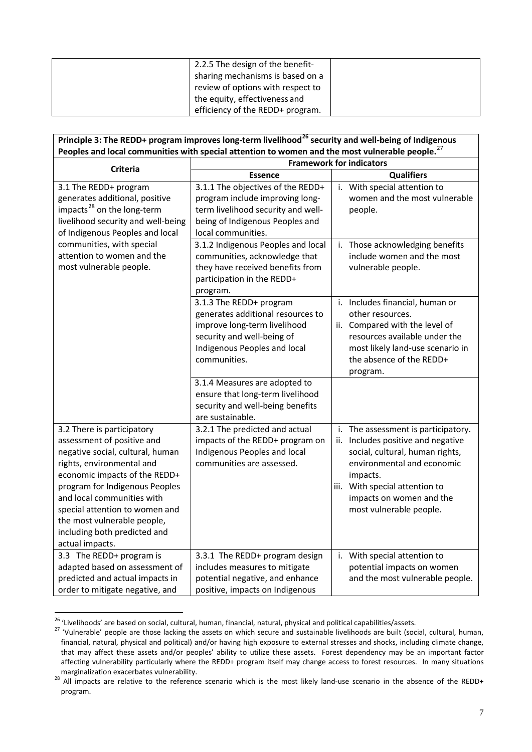| | 2.2.5 The design of the benefit-sharing mechanisms is based on a review of options with respect to the equity, effectiveness and efficiency of the REDD+ program. | |
|---|---|---|

| **Principle 3: The REDD+ program improves long-term livelihood[26] security and well-being of Indigenous Peoples and local communities with special attention to women and the most vulnerable people.**[27] | | |
|---|---|---|
| **Criteria** | **Framework for indicators** | |
| | **Essence** | **Qualifiers** |
| 3.1 The REDD+ program generates additional, positive impacts[28] on the long-term livelihood security and well-being of Indigenous Peoples and local communities, with special attention to women and the most vulnerable people. | 3.1.1 The objectives of the REDD+ program include improving long-term livelihood security and well-being of Indigenous Peoples and local communities. | i. With special attention to women and the most vulnerable people. |
| | 3.1.2 Indigenous Peoples and local communities, acknowledge that they have received benefits from participation in the REDD+ program. | i. Those acknowledging benefits include women and the most vulnerable people. |
| | 3.1.3 The REDD+ program generates additional resources to improve long-term livelihood security and well-being of Indigenous Peoples and local communities. | i. Includes financial, human or other resources.<br>ii. Compared with the level of resources available under the most likely land-use scenario in the absence of the REDD+ program. |
| | 3.1.4 Measures are adopted to ensure that long-term livelihood security and well-being benefits are sustainable. | |
| 3.2 There is participatory assessment of positive and negative social, cultural, human rights, environmental and economic impacts of the REDD+ program for Indigenous Peoples and local communities with special attention to women and the most vulnerable people, including both predicted and actual impacts. | 3.2.1 The predicted and actual impacts of the REDD+ program on Indigenous Peoples and local communities are assessed. | i. The assessment is participatory.<br>ii. Includes positive and negative social, cultural, human rights, environmental and economic impacts.<br>iii. With special attention to impacts on women and the most vulnerable people. |
| 3.3 The REDD+ program is adapted based on assessment of predicted and actual impacts in order to mitigate negative, and | 3.3.1 The REDD+ program design includes measures to mitigate potential negative, and enhance positive, impacts on Indigenous | i. With special attention to potential impacts on women and the most vulnerable people. |

[26] 'Livelihoods' are based on social, cultural, human, financial, natural, physical and political capabilities/assets.

[27] 'Vulnerable' people are those lacking the assets on which secure and sustainable livelihoods are built (social, cultural, human, financial, natural, physical and political) and/or having high exposure to external stresses and shocks, including climate change, that may affect these assets and/or peoples' ability to utilize these assets. Forest dependency may be an important factor affecting vulnerability particularly where the REDD+ program itself may change access to forest resources. In many situations marginalization exacerbates vulnerability.

[28] All impacts are relative to the reference scenario which is the most likely land-use scenario in the absence of the REDD+ program.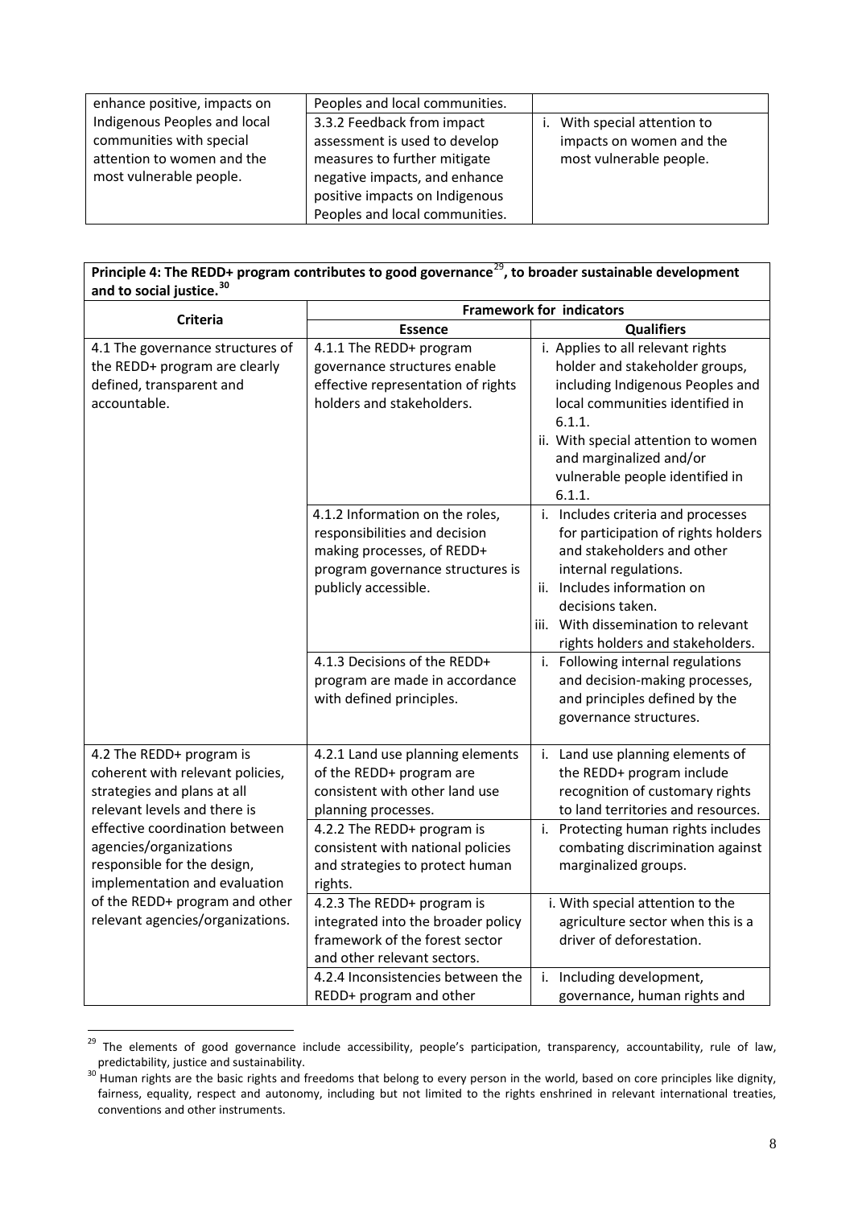| | | |
|---|---|---|
| enhance positive, impacts on Indigenous Peoples and local communities with special attention to women and the most vulnerable people. | Peoples and local communities. | |
| | 3.3.2 Feedback from impact assessment is used to develop measures to further mitigate negative impacts, and enhance positive impacts on Indigenous Peoples and local communities. | i. With special attention to impacts on women and the most vulnerable people. |

| **Principle 4: The REDD+ program contributes to good governance[29], to broader sustainable development and to social justice.[30]** | | |
|---|---|---|
| **Criteria** | **Framework for indicators** | |
| | **Essence** | **Qualifiers** |
| 4.1 The governance structures of the REDD+ program are clearly defined, transparent and accountable. | 4.1.1 The REDD+ program governance structures enable effective representation of rights holders and stakeholders. | i. Applies to all relevant rights holder and stakeholder groups, including Indigenous Peoples and local communities identified in 6.1.1.<br>ii. With special attention to women and marginalized and/or vulnerable people identified in 6.1.1. |
| | 4.1.2 Information on the roles, responsibilities and decision making processes, of REDD+ program governance structures is publicly accessible. | i. Includes criteria and processes for participation of rights holders and stakeholders and other internal regulations.<br>ii. Includes information on decisions taken.<br>iii. With dissemination to relevant rights holders and stakeholders. |
| | 4.1.3 Decisions of the REDD+ program are made in accordance with defined principles. | i. Following internal regulations and decision-making processes, and principles defined by the governance structures. |
| 4.2 The REDD+ program is coherent with relevant policies, strategies and plans at all relevant levels and there is effective coordination between agencies/organizations responsible for the design, implementation and evaluation of the REDD+ program and other relevant agencies/organizations. | 4.2.1 Land use planning elements of the REDD+ program are consistent with other land use planning processes. | i. Land use planning elements of the REDD+ program include recognition of customary rights to land territories and resources. |
| | 4.2.2 The REDD+ program is consistent with national policies and strategies to protect human rights. | i. Protecting human rights includes combating discrimination against marginalized groups. |
| | 4.2.3 The REDD+ program is integrated into the broader policy framework of the forest sector and other relevant sectors. | i. With special attention to the agriculture sector when this is a driver of deforestation. |
| | 4.2.4 Inconsistencies between the REDD+ program and other | i. Including development, governance, human rights and |

[29] The elements of good governance include accessibility, people's participation, transparency, accountability, rule of law, predictability, justice and sustainability.

[30] Human rights are the basic rights and freedoms that belong to every person in the world, based on core principles like dignity, fairness, equality, respect and autonomy, including but not limited to the rights enshrined in relevant international treaties, conventions and other instruments.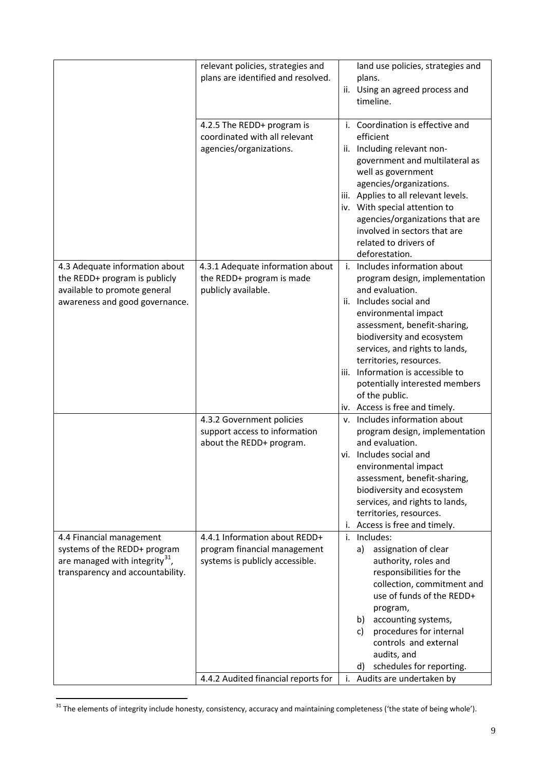| | | |
|---|---|---|
| | relevant policies, strategies and plans are identified and resolved. | land use policies, strategies and plans.<br>ii. Using an agreed process and timeline. |
| | 4.2.5 The REDD+ program is coordinated with all relevant agencies/organizations. | i. Coordination is effective and efficient<br>ii. Including relevant non-government and multilateral as well as government agencies/organizations.<br>iii. Applies to all relevant levels.<br>iv. With special attention to agencies/organizations that are involved in sectors that are related to drivers of deforestation. |
| 4.3 Adequate information about the REDD+ program is publicly available to promote general awareness and good governance. | 4.3.1 Adequate information about the REDD+ program is made publicly available. | i. Includes information about program design, implementation and evaluation.<br>ii. Includes social and environmental impact assessment, benefit-sharing, biodiversity and ecosystem services, and rights to lands, territories, resources.<br>iii. Information is accessible to potentially interested members of the public.<br>iv. Access is free and timely. |
| | 4.3.2 Government policies support access to information about the REDD+ program. | v. Includes information about program design, implementation and evaluation.<br>vi. Includes social and environmental impact assessment, benefit-sharing, biodiversity and ecosystem services, and rights to lands, territories, resources.<br>i. Access is free and timely. |
| 4.4 Financial management systems of the REDD+ program are managed with integrity[31], transparency and accountability. | 4.4.1 Information about REDD+ program financial management systems is publicly accessible. | i. Includes:<br>a) assignation of clear authority, roles and responsibilities for the collection, commitment and use of funds of the REDD+ program,<br>b) accounting systems,<br>c) procedures for internal controls and external audits, and<br>d) schedules for reporting. |
| | 4.4.2 Audited financial reports for | i. Audits are undertaken by |

[31] The elements of integrity include honesty, consistency, accuracy and maintaining completeness ('the state of being whole').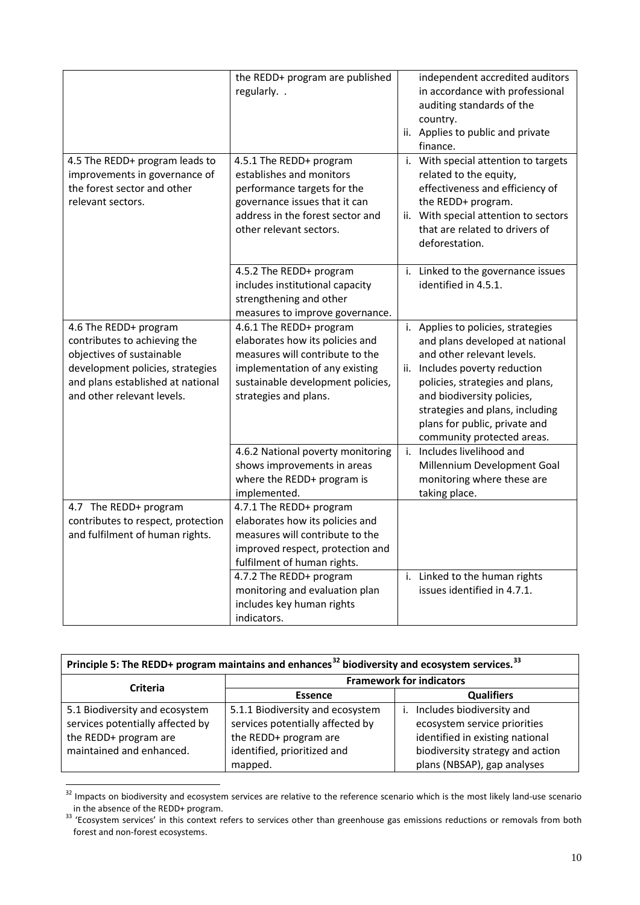| | | |
|---|---|---|
| | the REDD+ program are published regularly. . | independent accredited auditors in accordance with professional auditing standards of the country.<br>ii. Applies to public and private finance. |
| 4.5 The REDD+ program leads to improvements in governance of the forest sector and other relevant sectors. | 4.5.1 The REDD+ program establishes and monitors performance targets for the governance issues that it can address in the forest sector and other relevant sectors. | i. With special attention to targets related to the equity, effectiveness and efficiency of the REDD+ program.<br>ii. With special attention to sectors that are related to drivers of deforestation. |
| | 4.5.2 The REDD+ program includes institutional capacity strengthening and other measures to improve governance. | i. Linked to the governance issues identified in 4.5.1. |
| 4.6 The REDD+ program contributes to achieving the objectives of sustainable development policies, strategies and plans established at national and other relevant levels. | 4.6.1 The REDD+ program elaborates how its policies and measures will contribute to the implementation of any existing sustainable development policies, strategies and plans. | i. Applies to policies, strategies and plans developed at national and other relevant levels.<br>ii. Includes poverty reduction policies, strategies and plans, and biodiversity policies, strategies and plans, including plans for public, private and community protected areas. |
| | 4.6.2 National poverty monitoring shows improvements in areas where the REDD+ program is implemented. | i. Includes livelihood and Millennium Development Goal monitoring where these are taking place. |
| 4.7 The REDD+ program contributes to respect, protection and fulfilment of human rights. | 4.7.1 The REDD+ program elaborates how its policies and measures will contribute to the improved respect, protection and fulfilment of human rights. | |
| | 4.7.2 The REDD+ program monitoring and evaluation plan includes key human rights indicators. | i. Linked to the human rights issues identified in 4.7.1. |

| **Principle 5: The REDD+ program maintains and enhances[32] biodiversity and ecosystem services.[33]** | | |
|---|---|---|
| **Criteria** | **Framework for indicators** | |
| | **Essence** | **Qualifiers** |
| 5.1 Biodiversity and ecosystem services potentially affected by the REDD+ program are maintained and enhanced. | 5.1.1 Biodiversity and ecosystem services potentially affected by the REDD+ program are identified, prioritized and mapped. | i. Includes biodiversity and ecosystem service priorities identified in existing national biodiversity strategy and action plans (NBSAP), gap analyses |

[32] Impacts on biodiversity and ecosystem services are relative to the reference scenario which is the most likely land-use scenario in the absence of the REDD+ program.

[33] 'Ecosystem services' in this context refers to services other than greenhouse gas emissions reductions or removals from both forest and non-forest ecosystems.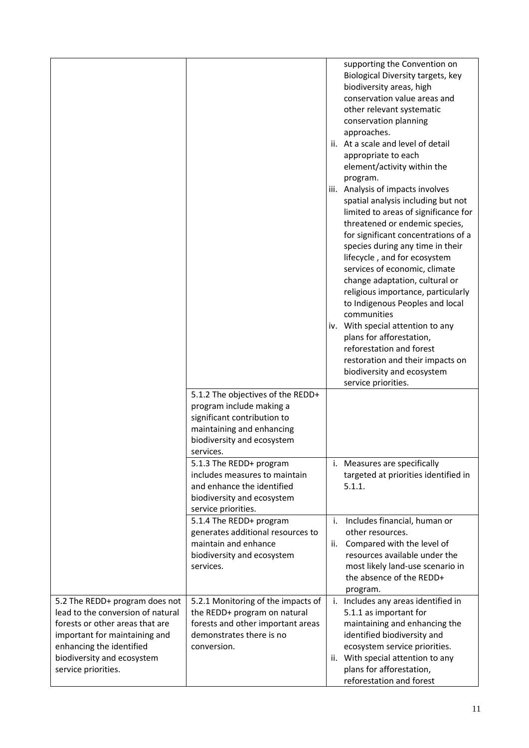| | | |
|---|---|---|
| | | supporting the Convention on Biological Diversity targets, key biodiversity areas, high conservation value areas and other relevant systematic conservation planning approaches.<br>ii. At a scale and level of detail appropriate to each element/activity within the program.<br>iii. Analysis of impacts involves spatial analysis including but not limited to areas of significance for threatened or endemic species, for significant concentrations of a species during any time in their lifecycle , and for ecosystem services of economic, climate change adaptation, cultural or religious importance, particularly to Indigenous Peoples and local communities<br>iv. With special attention to any plans for afforestation, reforestation and forest restoration and their impacts on biodiversity and ecosystem service priorities. |
| | 5.1.2 The objectives of the REDD+ program include making a significant contribution to maintaining and enhancing biodiversity and ecosystem services. | |
| | 5.1.3 The REDD+ program includes measures to maintain and enhance the identified biodiversity and ecosystem service priorities. | i. Measures are specifically targeted at priorities identified in 5.1.1. |
| | 5.1.4 The REDD+ program generates additional resources to maintain and enhance biodiversity and ecosystem services. | i. Includes financial, human or other resources.<br>ii. Compared with the level of resources available under the most likely land-use scenario in the absence of the REDD+ program. |
| 5.2 The REDD+ program does not lead to the conversion of natural forests or other areas that are important for maintaining and enhancing the identified biodiversity and ecosystem service priorities. | 5.2.1 Monitoring of the impacts of the REDD+ program on natural forests and other important areas demonstrates there is no conversion. | i. Includes any areas identified in 5.1.1 as important for maintaining and enhancing the identified biodiversity and ecosystem service priorities.<br>ii. With special attention to any plans for afforestation, reforestation and forest |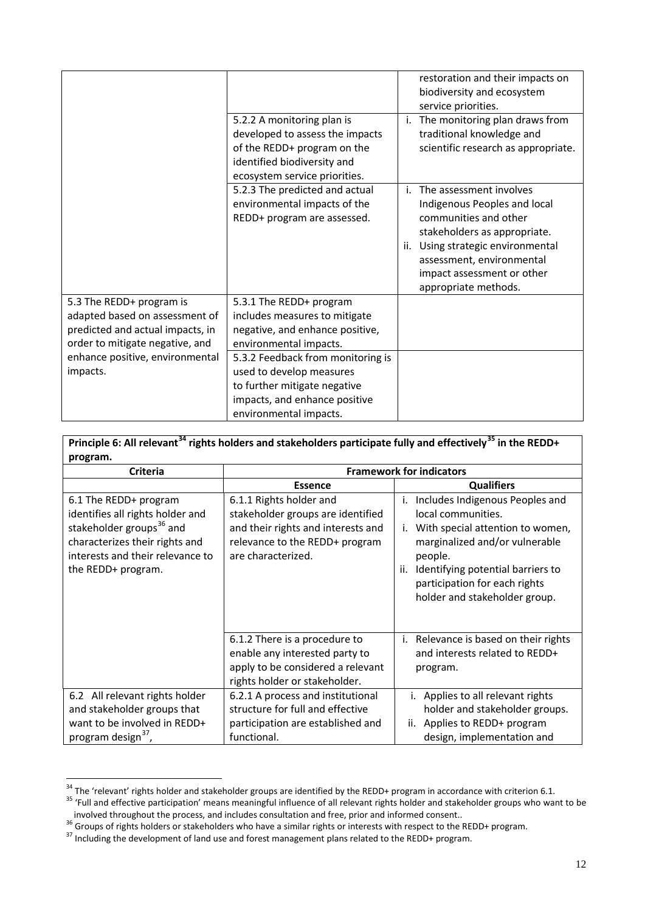| | | |
|---|---|---|
| | | restoration and their impacts on biodiversity and ecosystem service priorities. |
| | 5.2.2 A monitoring plan is developed to assess the impacts of the REDD+ program on the identified biodiversity and ecosystem service priorities. | i. The monitoring plan draws from traditional knowledge and scientific research as appropriate. |
| | 5.2.3 The predicted and actual environmental impacts of the REDD+ program are assessed. | i. The assessment involves Indigenous Peoples and local communities and other stakeholders as appropriate.<br>ii. Using strategic environmental assessment, environmental impact assessment or other appropriate methods. |
| 5.3 The REDD+ program is adapted based on assessment of predicted and actual impacts, in order to mitigate negative, and enhance positive, environmental impacts. | 5.3.1 The REDD+ program includes measures to mitigate negative, and enhance positive, environmental impacts. | |
| | 5.3.2 Feedback from monitoring is used to develop measures to further mitigate negative impacts, and enhance positive environmental impacts. | |

| **Principle 6: All relevant[34] rights holders and stakeholders participate fully and effectively[35] in the REDD+ program.** | | |
|---|---|---|
| **Criteria** | **Framework for indicators** | |
| | **Essence** | **Qualifiers** |
| 6.1 The REDD+ program identifies all rights holder and stakeholder groups[36] and characterizes their rights and interests and their relevance to the REDD+ program. | 6.1.1 Rights holder and stakeholder groups are identified and their rights and interests and relevance to the REDD+ program are characterized. | i. Includes Indigenous Peoples and local communities.<br>i. With special attention to women, marginalized and/or vulnerable people.<br>ii. Identifying potential barriers to participation for each rights holder and stakeholder group. |
| | 6.1.2 There is a procedure to enable any interested party to apply to be considered a relevant rights holder or stakeholder. | i. Relevance is based on their rights and interests related to REDD+ program. |
| 6.2 All relevant rights holder and stakeholder groups that want to be involved in REDD+ program design[37], | 6.2.1 A process and institutional structure for full and effective participation are established and functional. | i. Applies to all relevant rights holder and stakeholder groups.<br>ii. Applies to REDD+ program design, implementation and |

[34] The 'relevant' rights holder and stakeholder groups are identified by the REDD+ program in accordance with criterion 6.1.

[35] 'Full and effective participation' means meaningful influence of all relevant rights holder and stakeholder groups who want to be involved throughout the process, and includes consultation and free, prior and informed consent..

[36] Groups of rights holders or stakeholders who have a similar rights or interests with respect to the REDD+ program.

[37] Including the development of land use and forest management plans related to the REDD+ program.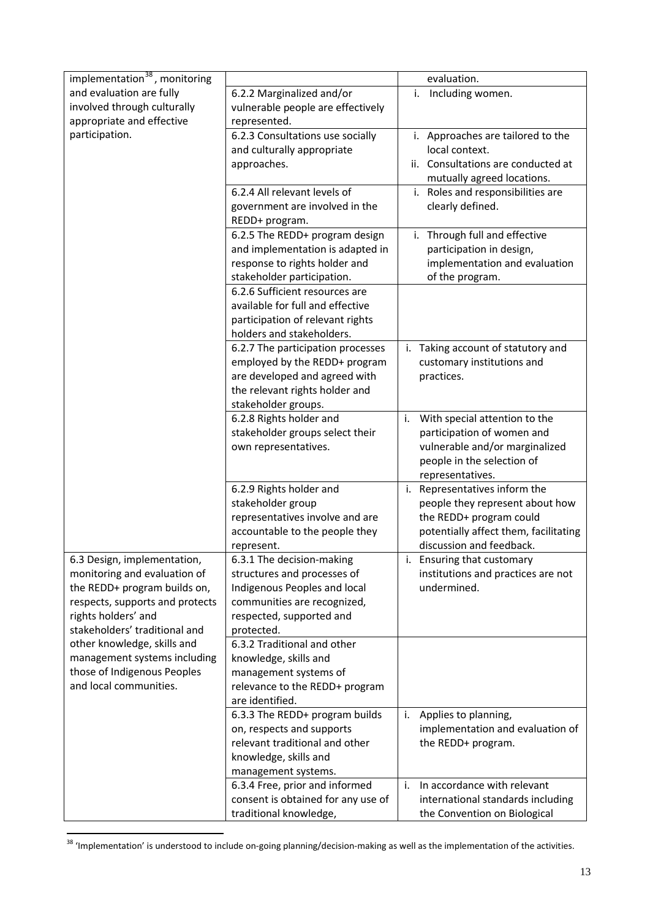| | | |
|---|---|---|
| implementation[38], monitoring and evaluation are fully involved through culturally appropriate and effective participation. | | evaluation. |
| | 6.2.2 Marginalized and/or vulnerable people are effectively represented. | i. Including women. |
| | 6.2.3 Consultations use socially and culturally appropriate approaches. | i. Approaches are tailored to the local context.<br>ii. Consultations are conducted at mutually agreed locations. |
| | 6.2.4 All relevant levels of government are involved in the REDD+ program. | i. Roles and responsibilities are clearly defined. |
| | 6.2.5 The REDD+ program design and implementation is adapted in response to rights holder and stakeholder participation. | i. Through full and effective participation in design, implementation and evaluation of the program. |
| | 6.2.6 Sufficient resources are available for full and effective participation of relevant rights holders and stakeholders. | |
| | 6.2.7 The participation processes employed by the REDD+ program are developed and agreed with the relevant rights holder and stakeholder groups. | i. Taking account of statutory and customary institutions and practices. |
| | 6.2.8 Rights holder and stakeholder groups select their own representatives. | i. With special attention to the participation of women and vulnerable and/or marginalized people in the selection of representatives. |
| | 6.2.9 Rights holder and stakeholder group representatives involve and are accountable to the people they represent. | i. Representatives inform the people they represent about how the REDD+ program could potentially affect them, facilitating discussion and feedback. |
| 6.3 Design, implementation, monitoring and evaluation of the REDD+ program builds on, respects, supports and protects rights holders' and stakeholders' traditional and other knowledge, skills and management systems including those of Indigenous Peoples and local communities. | 6.3.1 The decision-making structures and processes of Indigenous Peoples and local communities are recognized, respected, supported and protected. | i. Ensuring that customary institutions and practices are not undermined. |
| | 6.3.2 Traditional and other knowledge, skills and management systems of relevance to the REDD+ program are identified. | |
| | 6.3.3 The REDD+ program builds on, respects and supports relevant traditional and other knowledge, skills and management systems. | i. Applies to planning, implementation and evaluation of the REDD+ program. |
| | 6.3.4 Free, prior and informed consent is obtained for any use of traditional knowledge, | i. In accordance with relevant international standards including the Convention on Biological |

[38] 'Implementation' is understood to include on-going planning/decision-making as well as the implementation of the activities.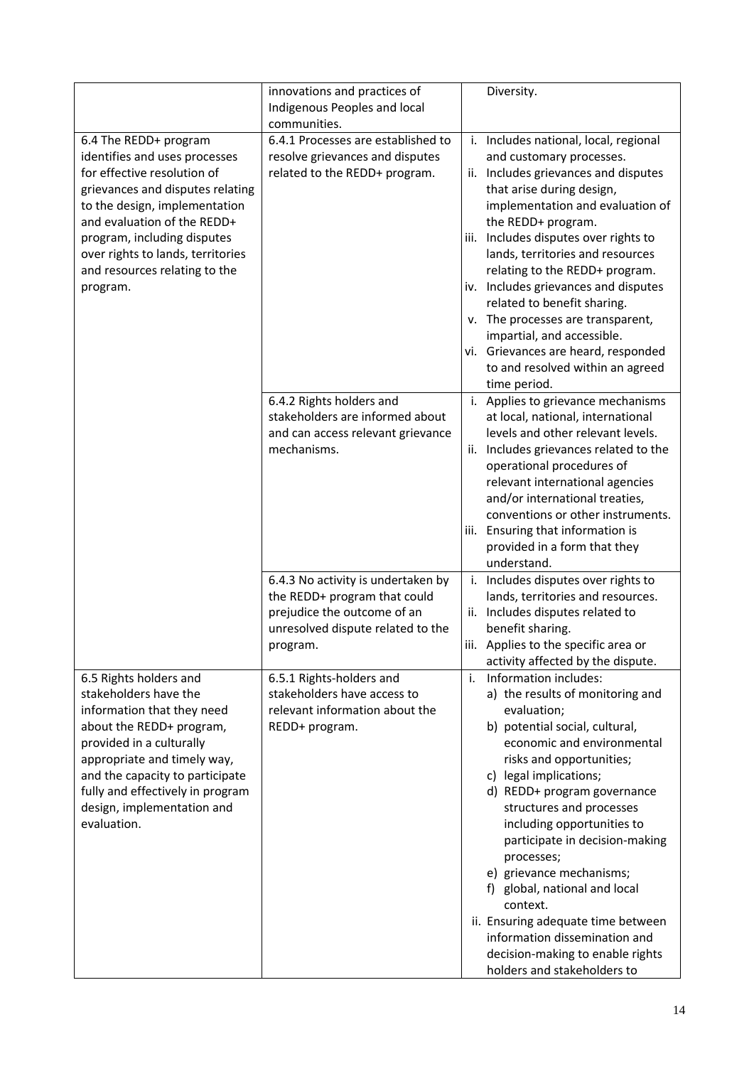|  |  |  |
|---|---|---|
|  | innovations and practices of Indigenous Peoples and local communities. | Diversity. |
| 6.4 The REDD+ program identifies and uses processes for effective resolution of grievances and disputes relating to the design, implementation and evaluation of the REDD+ program, including disputes over rights to lands, territories and resources relating to the program. | 6.4.1 Processes are established to resolve grievances and disputes related to the REDD+ program. | i. Includes national, local, regional and customary processes.<br>ii. Includes grievances and disputes that arise during design, implementation and evaluation of the REDD+ program.<br>iii. Includes disputes over rights to lands, territories and resources relating to the REDD+ program.<br>iv. Includes grievances and disputes related to benefit sharing.<br>v. The processes are transparent, impartial, and accessible.<br>vi. Grievances are heard, responded to and resolved within an agreed time period. |
|  | 6.4.2 Rights holders and stakeholders are informed about and can access relevant grievance mechanisms. | i. Applies to grievance mechanisms at local, national, international levels and other relevant levels.<br>ii. Includes grievances related to the operational procedures of relevant international agencies and/or international treaties, conventions or other instruments.<br>iii. Ensuring that information is provided in a form that they understand. |
|  | 6.4.3 No activity is undertaken by the REDD+ program that could prejudice the outcome of an unresolved dispute related to the program. | i. Includes disputes over rights to lands, territories and resources.<br>ii. Includes disputes related to benefit sharing.<br>iii. Applies to the specific area or activity affected by the dispute. |
| 6.5 Rights holders and stakeholders have the information that they need about the REDD+ program, provided in a culturally appropriate and timely way, and the capacity to participate fully and effectively in program design, implementation and evaluation. | 6.5.1 Rights-holders and stakeholders have access to relevant information about the REDD+ program. | i. Information includes:<br>a) the results of monitoring and evaluation;<br>b) potential social, cultural, economic and environmental risks and opportunities;<br>c) legal implications;<br>d) REDD+ program governance structures and processes including opportunities to participate in decision-making processes;<br>e) grievance mechanisms;<br>f) global, national and local context.<br>ii. Ensuring adequate time between information dissemination and decision-making to enable rights holders and stakeholders to |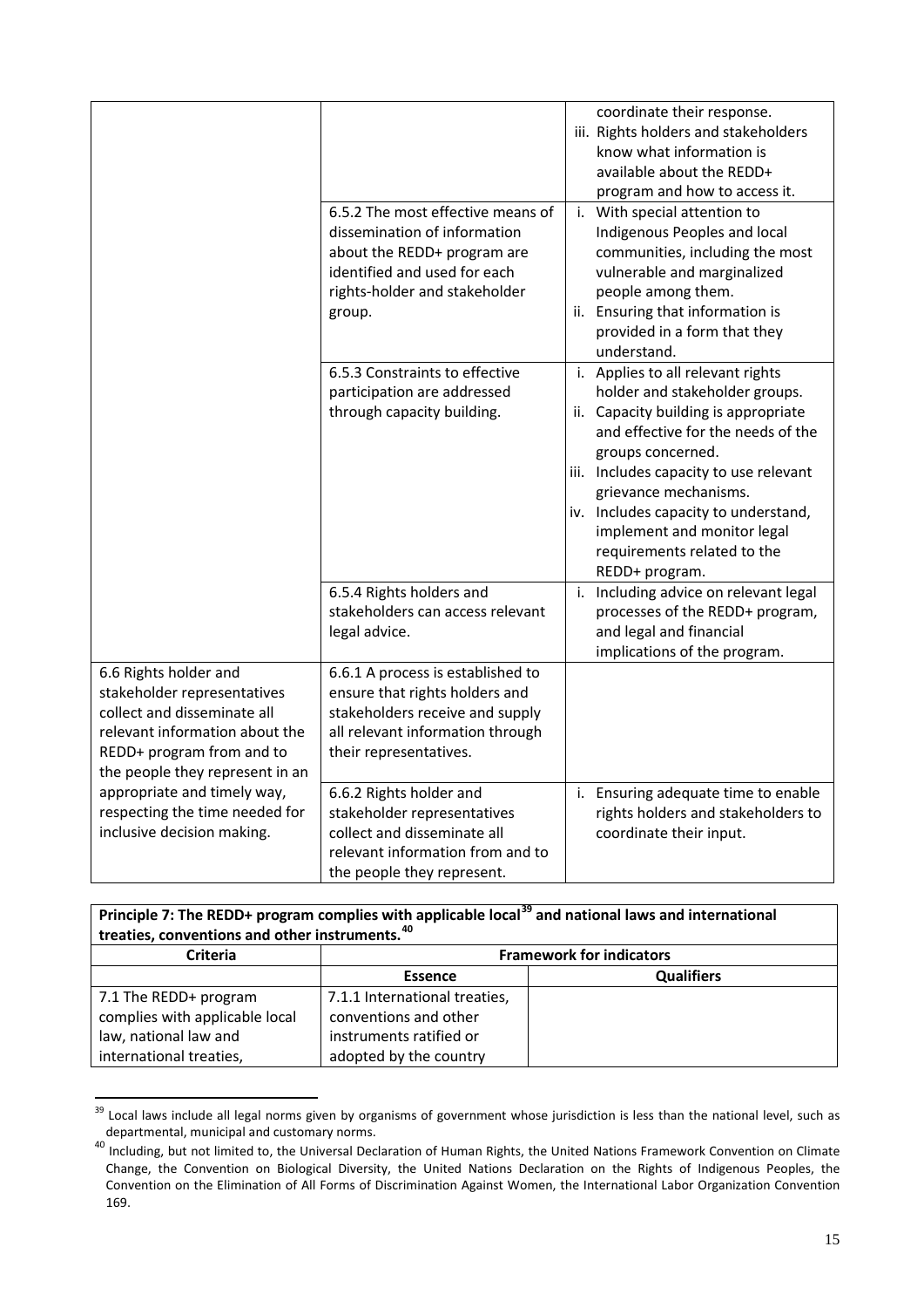| | | |
|---|---|---|
| | | coordinate their response.<br>iii. Rights holders and stakeholders know what information is available about the REDD+ program and how to access it. |
| | 6.5.2 The most effective means of dissemination of information about the REDD+ program are identified and used for each rights-holder and stakeholder group. | i. With special attention to Indigenous Peoples and local communities, including the most vulnerable and marginalized people among them.<br>ii. Ensuring that information is provided in a form that they understand. |
| | 6.5.3 Constraints to effective participation are addressed through capacity building. | i. Applies to all relevant rights holder and stakeholder groups.<br>ii. Capacity building is appropriate and effective for the needs of the groups concerned.<br>iii. Includes capacity to use relevant grievance mechanisms.<br>iv. Includes capacity to understand, implement and monitor legal requirements related to the REDD+ program. |
| | 6.5.4 Rights holders and stakeholders can access relevant legal advice. | i. Including advice on relevant legal processes of the REDD+ program, and legal and financial implications of the program. |
| 6.6 Rights holder and stakeholder representatives collect and disseminate all relevant information about the REDD+ program from and to the people they represent in an appropriate and timely way, respecting the time needed for inclusive decision making. | 6.6.1 A process is established to ensure that rights holders and stakeholders receive and supply all relevant information through their representatives. | |
| | 6.6.2 Rights holder and stakeholder representatives collect and disseminate all relevant information from and to the people they represent. | i. Ensuring adequate time to enable rights holders and stakeholders to coordinate their input. |

| **Principle 7: The REDD+ program complies with applicable local[39] and national laws and international treaties, conventions and other instruments.[40]** | | |
|---|---|---|
| **Criteria** | **Framework for indicators** | |
| | **Essence** | **Qualifiers** |
| 7.1 The REDD+ program complies with applicable local law, national law and international treaties, | 7.1.1 International treaties, conventions and other instruments ratified or adopted by the country | |

[39] Local laws include all legal norms given by organisms of government whose jurisdiction is less than the national level, such as departmental, municipal and customary norms.

[40] Including, but not limited to, the Universal Declaration of Human Rights, the United Nations Framework Convention on Climate Change, the Convention on Biological Diversity, the United Nations Declaration on the Rights of Indigenous Peoples, the Convention on the Elimination of All Forms of Discrimination Against Women, the International Labor Organization Convention 169.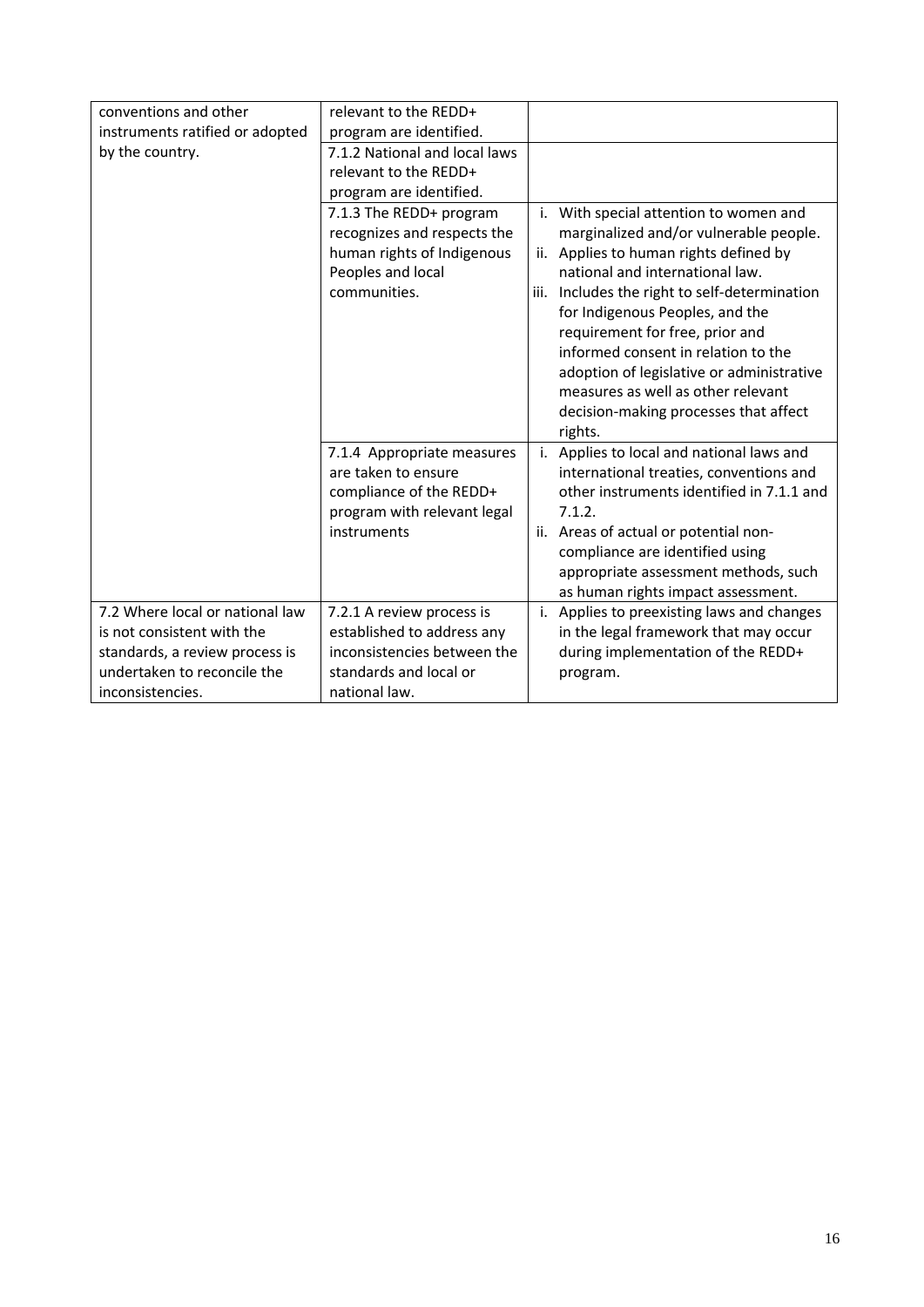| | | |
|---|---|---|
| conventions and other instruments ratified or adopted by the country. | relevant to the REDD+ program are identified. | |
| | 7.1.2 National and local laws relevant to the REDD+ program are identified. | |
| | 7.1.3 The REDD+ program recognizes and respects the human rights of Indigenous Peoples and local communities. | i. With special attention to women and marginalized and/or vulnerable people.<br>ii. Applies to human rights defined by national and international law.<br>iii. Includes the right to self-determination for Indigenous Peoples, and the requirement for free, prior and informed consent in relation to the adoption of legislative or administrative measures as well as other relevant decision-making processes that affect rights. |
| | 7.1.4 Appropriate measures are taken to ensure compliance of the REDD+ program with relevant legal instruments | i. Applies to local and national laws and international treaties, conventions and other instruments identified in 7.1.1 and 7.1.2.<br>ii. Areas of actual or potential non-compliance are identified using appropriate assessment methods, such as human rights impact assessment. |
| 7.2 Where local or national law is not consistent with the standards, a review process is undertaken to reconcile the inconsistencies. | 7.2.1 A review process is established to address any inconsistencies between the standards and local or national law. | i. Applies to preexisting laws and changes in the legal framework that may occur during implementation of the REDD+ program. |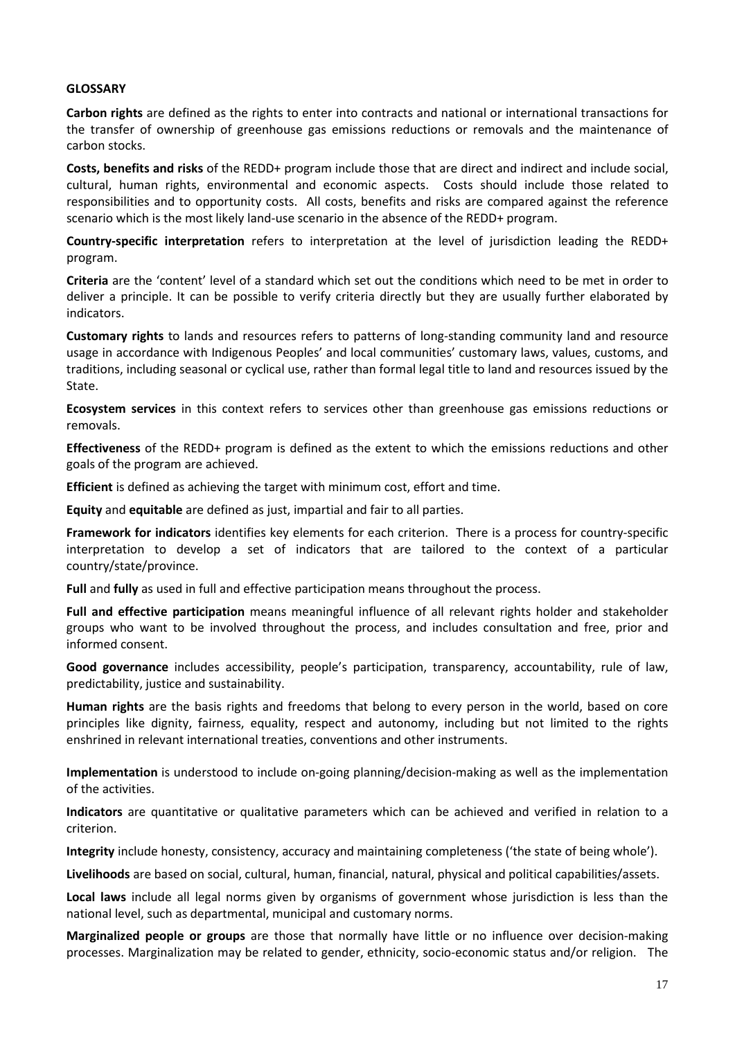**GLOSSARY**

**Carbon rights** are defined as the rights to enter into contracts and national or international transactions for the transfer of ownership of greenhouse gas emissions reductions or removals and the maintenance of carbon stocks.

**Costs, benefits and risks** of the REDD+ program include those that are direct and indirect and include social, cultural, human rights, environmental and economic aspects. Costs should include those related to responsibilities and to opportunity costs. All costs, benefits and risks are compared against the reference scenario which is the most likely land-use scenario in the absence of the REDD+ program.

**Country-specific interpretation** refers to interpretation at the level of jurisdiction leading the REDD+ program.

**Criteria** are the 'content' level of a standard which set out the conditions which need to be met in order to deliver a principle. It can be possible to verify criteria directly but they are usually further elaborated by indicators.

**Customary rights** to lands and resources refers to patterns of long-standing community land and resource usage in accordance with Indigenous Peoples' and local communities' customary laws, values, customs, and traditions, including seasonal or cyclical use, rather than formal legal title to land and resources issued by the State.

**Ecosystem services** in this context refers to services other than greenhouse gas emissions reductions or removals.

**Effectiveness** of the REDD+ program is defined as the extent to which the emissions reductions and other goals of the program are achieved.

**Efficient** is defined as achieving the target with minimum cost, effort and time.

**Equity** and **equitable** are defined as just, impartial and fair to all parties.

**Framework for indicators** identifies key elements for each criterion. There is a process for country-specific interpretation to develop a set of indicators that are tailored to the context of a particular country/state/province.

**Full** and **fully** as used in full and effective participation means throughout the process.

**Full and effective participation** means meaningful influence of all relevant rights holder and stakeholder groups who want to be involved throughout the process, and includes consultation and free, prior and informed consent.

**Good governance** includes accessibility, people's participation, transparency, accountability, rule of law, predictability, justice and sustainability.

**Human rights** are the basis rights and freedoms that belong to every person in the world, based on core principles like dignity, fairness, equality, respect and autonomy, including but not limited to the rights enshrined in relevant international treaties, conventions and other instruments.

**Implementation** is understood to include on-going planning/decision-making as well as the implementation of the activities.

**Indicators** are quantitative or qualitative parameters which can be achieved and verified in relation to a criterion.

**Integrity** include honesty, consistency, accuracy and maintaining completeness ('the state of being whole').

**Livelihoods** are based on social, cultural, human, financial, natural, physical and political capabilities/assets.

**Local laws** include all legal norms given by organisms of government whose jurisdiction is less than the national level, such as departmental, municipal and customary norms.

**Marginalized people or groups** are those that normally have little or no influence over decision-making processes. Marginalization may be related to gender, ethnicity, socio-economic status and/or religion. The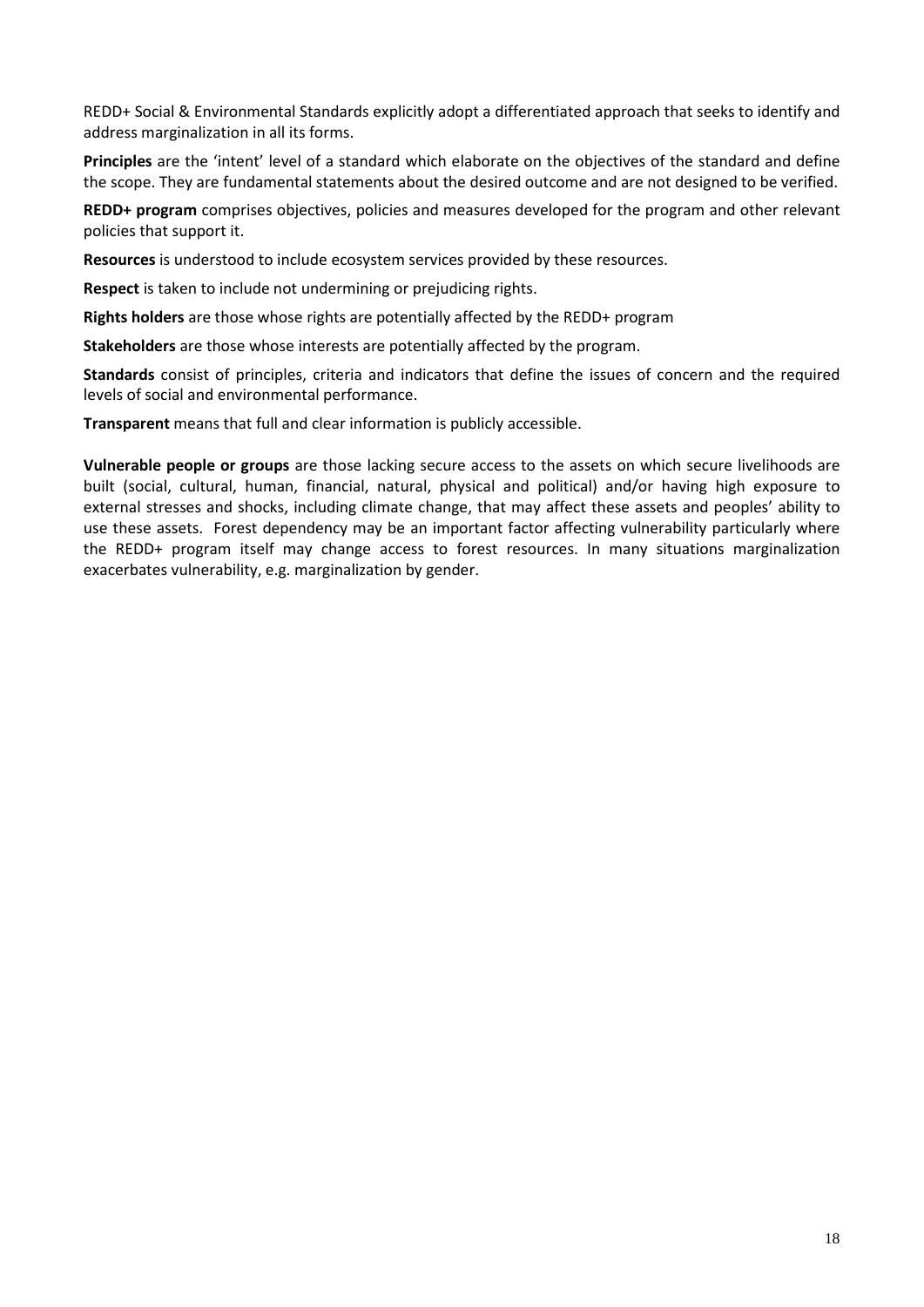REDD+ Social & Environmental Standards explicitly adopt a differentiated approach that seeks to identify and address marginalization in all its forms.

**Principles** are the 'intent' level of a standard which elaborate on the objectives of the standard and define the scope. They are fundamental statements about the desired outcome and are not designed to be verified.

**REDD+ program** comprises objectives, policies and measures developed for the program and other relevant policies that support it.

**Resources** is understood to include ecosystem services provided by these resources.

**Respect** is taken to include not undermining or prejudicing rights.

**Rights holders** are those whose rights are potentially affected by the REDD+ program

**Stakeholders** are those whose interests are potentially affected by the program.

**Standards** consist of principles, criteria and indicators that define the issues of concern and the required levels of social and environmental performance.

**Transparent** means that full and clear information is publicly accessible.

**Vulnerable people or groups** are those lacking secure access to the assets on which secure livelihoods are built (social, cultural, human, financial, natural, physical and political) and/or having high exposure to external stresses and shocks, including climate change, that may affect these assets and peoples' ability to use these assets. Forest dependency may be an important factor affecting vulnerability particularly where the REDD+ program itself may change access to forest resources. In many situations marginalization exacerbates vulnerability, e.g. marginalization by gender.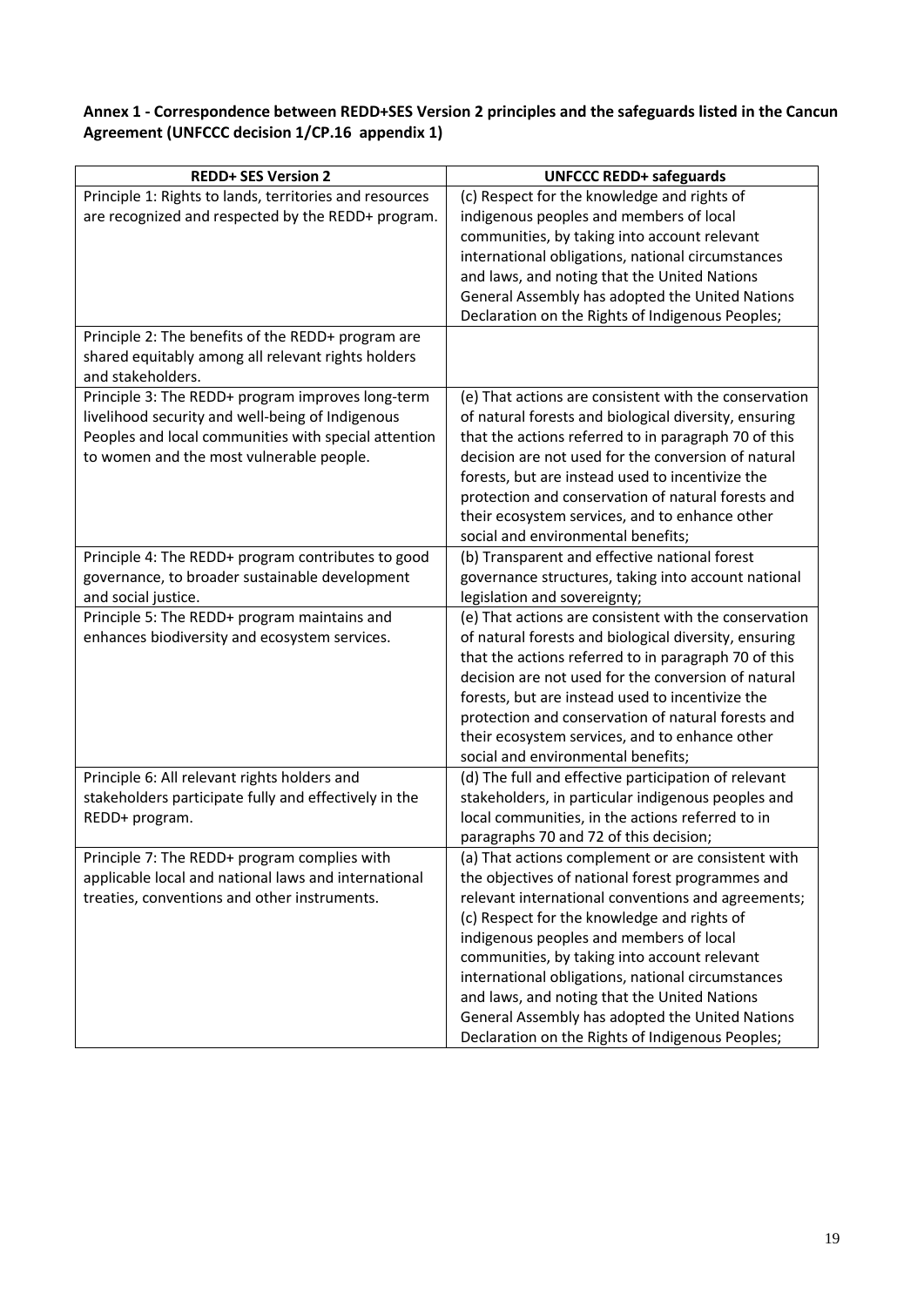**Annex 1 - Correspondence between REDD+SES Version 2 principles and the safeguards listed in the Cancun Agreement (UNFCCC decision 1/CP.16 appendix 1)**

| REDD+ SES Version 2 | UNFCCC REDD+ safeguards |
|---|---|
| Principle 1: Rights to lands, territories and resources are recognized and respected by the REDD+ program. | (c) Respect for the knowledge and rights of indigenous peoples and members of local communities, by taking into account relevant international obligations, national circumstances and laws, and noting that the United Nations General Assembly has adopted the United Nations Declaration on the Rights of Indigenous Peoples; |
| Principle 2: The benefits of the REDD+ program are shared equitably among all relevant rights holders and stakeholders. | |
| Principle 3: The REDD+ program improves long-term livelihood security and well-being of Indigenous Peoples and local communities with special attention to women and the most vulnerable people. | (e) That actions are consistent with the conservation of natural forests and biological diversity, ensuring that the actions referred to in paragraph 70 of this decision are not used for the conversion of natural forests, but are instead used to incentivize the protection and conservation of natural forests and their ecosystem services, and to enhance other social and environmental benefits; |
| Principle 4: The REDD+ program contributes to good governance, to broader sustainable development and social justice. | (b) Transparent and effective national forest governance structures, taking into account national legislation and sovereignty; |
| Principle 5: The REDD+ program maintains and enhances biodiversity and ecosystem services. | (e) That actions are consistent with the conservation of natural forests and biological diversity, ensuring that the actions referred to in paragraph 70 of this decision are not used for the conversion of natural forests, but are instead used to incentivize the protection and conservation of natural forests and their ecosystem services, and to enhance other social and environmental benefits; |
| Principle 6: All relevant rights holders and stakeholders participate fully and effectively in the REDD+ program. | (d) The full and effective participation of relevant stakeholders, in particular indigenous peoples and local communities, in the actions referred to in paragraphs 70 and 72 of this decision; |
| Principle 7: The REDD+ program complies with applicable local and national laws and international treaties, conventions and other instruments. | (a) That actions complement or are consistent with the objectives of national forest programmes and relevant international conventions and agreements; (c) Respect for the knowledge and rights of indigenous peoples and members of local communities, by taking into account relevant international obligations, national circumstances and laws, and noting that the United Nations General Assembly has adopted the United Nations Declaration on the Rights of Indigenous Peoples; |